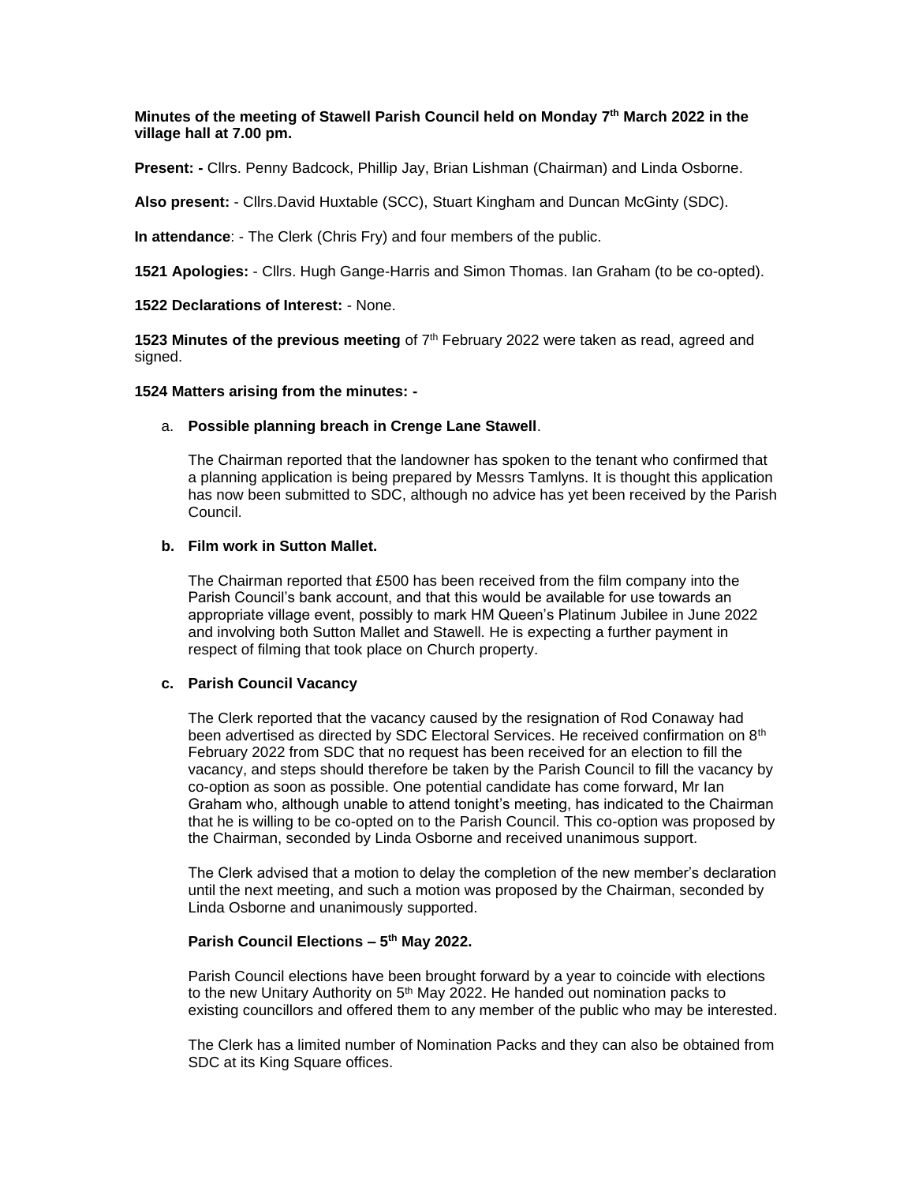**Minutes of the meeting of Stawell Parish Council held on Monday 7th March 2022 in the village hall at 7.00 pm.**

**Present: -** Cllrs. Penny Badcock, Phillip Jay, Brian Lishman (Chairman) and Linda Osborne.

**Also present:** - Cllrs.David Huxtable (SCC), Stuart Kingham and Duncan McGinty (SDC).

**In attendance**: - The Clerk (Chris Fry) and four members of the public.

**1521 Apologies:** - Cllrs. Hugh Gange-Harris and Simon Thomas. Ian Graham (to be co-opted).

**1522 Declarations of Interest:** - None.

**1523 Minutes of the previous meeting** of 7th February 2022 were taken as read, agreed and signed.

**1524 Matters arising from the minutes: -**

a. **Possible planning breach in Crenge Lane Stawell**.

The Chairman reported that the landowner has spoken to the tenant who confirmed that a planning application is being prepared by Messrs Tamlyns. It is thought this application has now been submitted to SDC, although no advice has yet been received by the Parish Council.

**b. Film work in Sutton Mallet.**

The Chairman reported that £500 has been received from the film company into the Parish Council's bank account, and that this would be available for use towards an appropriate village event, possibly to mark HM Queen's Platinum Jubilee in June 2022 and involving both Sutton Mallet and Stawell. He is expecting a further payment in respect of filming that took place on Church property.

**c. Parish Council Vacancy**

The Clerk reported that the vacancy caused by the resignation of Rod Conaway had been advertised as directed by SDC Electoral Services. He received confirmation on 8th February 2022 from SDC that no request has been received for an election to fill the vacancy, and steps should therefore be taken by the Parish Council to fill the vacancy by co-option as soon as possible. One potential candidate has come forward, Mr Ian Graham who, although unable to attend tonight's meeting, has indicated to the Chairman that he is willing to be co-opted on to the Parish Council. This co-option was proposed by the Chairman, seconded by Linda Osborne and received unanimous support.

The Clerk advised that a motion to delay the completion of the new member's declaration until the next meeting, and such a motion was proposed by the Chairman, seconded by Linda Osborne and unanimously supported.

**Parish Council Elections – 5th May 2022.**

Parish Council elections have been brought forward by a year to coincide with elections to the new Unitary Authority on 5th May 2022. He handed out nomination packs to existing councillors and offered them to any member of the public who may be interested.

The Clerk has a limited number of Nomination Packs and they can also be obtained from SDC at its King Square offices.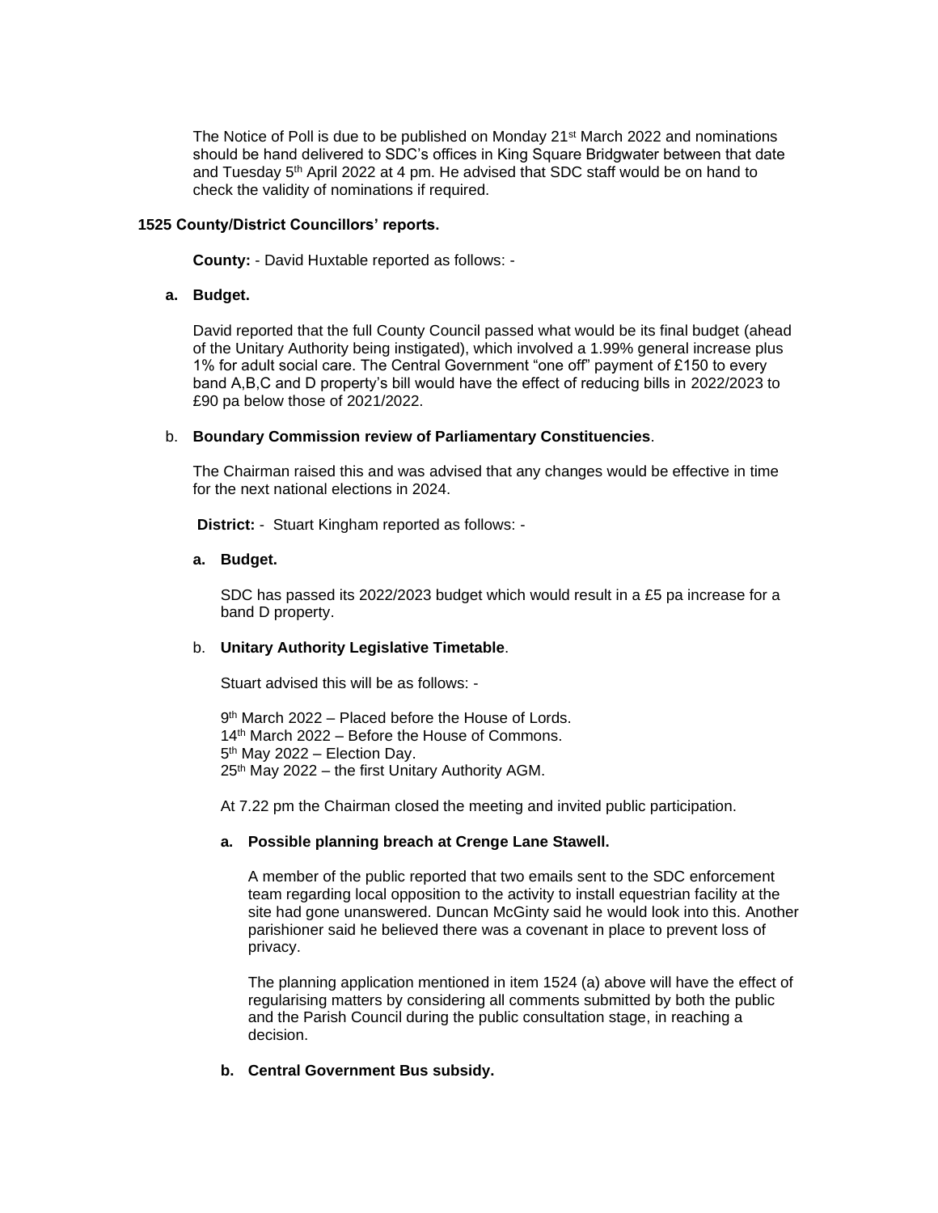The Notice of Poll is due to be published on Monday 21st March 2022 and nominations should be hand delivered to SDC's offices in King Square Bridgwater between that date and Tuesday 5th April 2022 at 4 pm. He advised that SDC staff would be on hand to check the validity of nominations if required.

**1525 County/District Councillors' reports.**

**County:** - David Huxtable reported as follows: -

**a. Budget.**

David reported that the full County Council passed what would be its final budget (ahead of the Unitary Authority being instigated), which involved a 1.99% general increase plus 1% for adult social care. The Central Government "one off" payment of £150 to every band A,B,C and D property's bill would have the effect of reducing bills in 2022/2023 to £90 pa below those of 2021/2022.

b. **Boundary Commission review of Parliamentary Constituencies**.

The Chairman raised this and was advised that any changes would be effective in time for the next national elections in 2024.

**District:** - Stuart Kingham reported as follows: -

**a. Budget.**

SDC has passed its 2022/2023 budget which would result in a £5 pa increase for a band D property.

b. **Unitary Authority Legislative Timetable**.

Stuart advised this will be as follows: -

9th March 2022 – Placed before the House of Lords.
14th March 2022 – Before the House of Commons.
5th May 2022 – Election Day.
25th May 2022 – the first Unitary Authority AGM.

At 7.22 pm the Chairman closed the meeting and invited public participation.

**a. Possible planning breach at Crenge Lane Stawell.**

A member of the public reported that two emails sent to the SDC enforcement team regarding local opposition to the activity to install equestrian facility at the site had gone unanswered. Duncan McGinty said he would look into this. Another parishioner said he believed there was a covenant in place to prevent loss of privacy.

The planning application mentioned in item 1524 (a) above will have the effect of regularising matters by considering all comments submitted by both the public and the Parish Council during the public consultation stage, in reaching a decision.

**b. Central Government Bus subsidy.**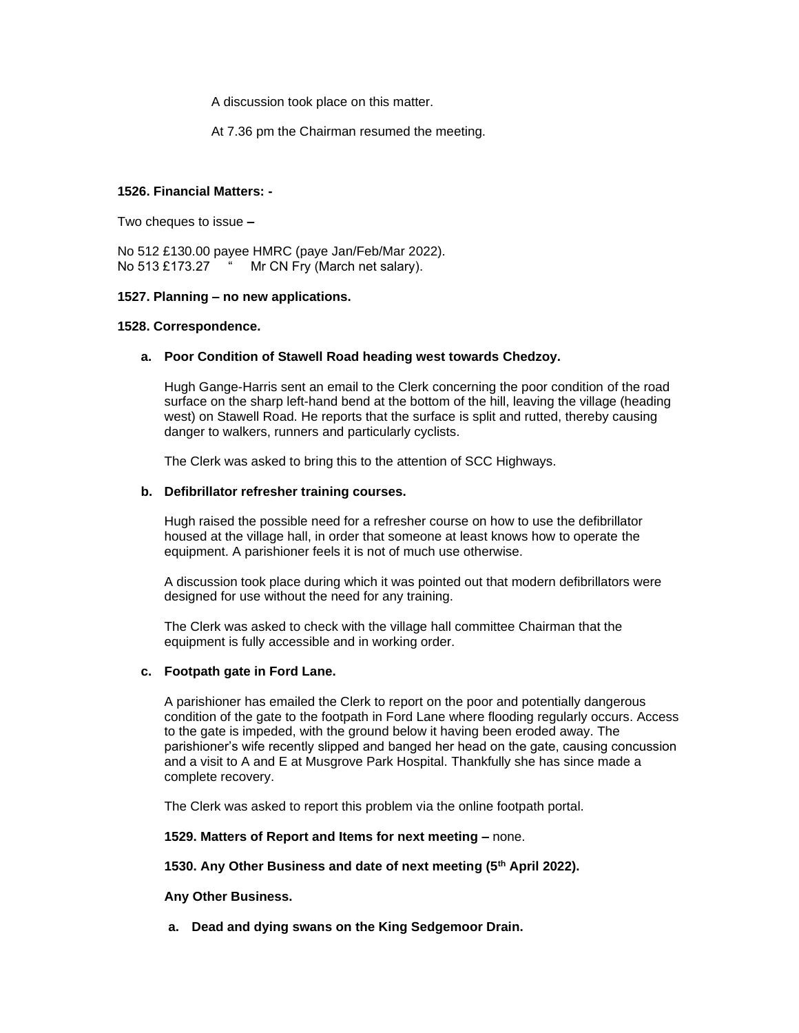A discussion took place on this matter.

At 7.36 pm the Chairman resumed the meeting.

**1526. Financial Matters: -**

Two cheques to issue **–**

No 512 £130.00 payee HMRC (paye Jan/Feb/Mar 2022).
No 513 £173.27 " Mr CN Fry (March net salary).

**1527. Planning – no new applications.**

**1528. Correspondence.**

**a. Poor Condition of Stawell Road heading west towards Chedzoy.**

Hugh Gange-Harris sent an email to the Clerk concerning the poor condition of the road surface on the sharp left-hand bend at the bottom of the hill, leaving the village (heading west) on Stawell Road. He reports that the surface is split and rutted, thereby causing danger to walkers, runners and particularly cyclists.

The Clerk was asked to bring this to the attention of SCC Highways.

**b. Defibrillator refresher training courses.**

Hugh raised the possible need for a refresher course on how to use the defibrillator housed at the village hall, in order that someone at least knows how to operate the equipment. A parishioner feels it is not of much use otherwise.

A discussion took place during which it was pointed out that modern defibrillators were designed for use without the need for any training.

The Clerk was asked to check with the village hall committee Chairman that the equipment is fully accessible and in working order.

**c. Footpath gate in Ford Lane.**

A parishioner has emailed the Clerk to report on the poor and potentially dangerous condition of the gate to the footpath in Ford Lane where flooding regularly occurs. Access to the gate is impeded, with the ground below it having been eroded away. The parishioner's wife recently slipped and banged her head on the gate, causing concussion and a visit to A and E at Musgrove Park Hospital. Thankfully she has since made a complete recovery.

The Clerk was asked to report this problem via the online footpath portal.

**1529. Matters of Report and Items for next meeting –** none.

**1530. Any Other Business and date of next meeting (5th April 2022).**

**Any Other Business.**

**a. Dead and dying swans on the King Sedgemoor Drain.**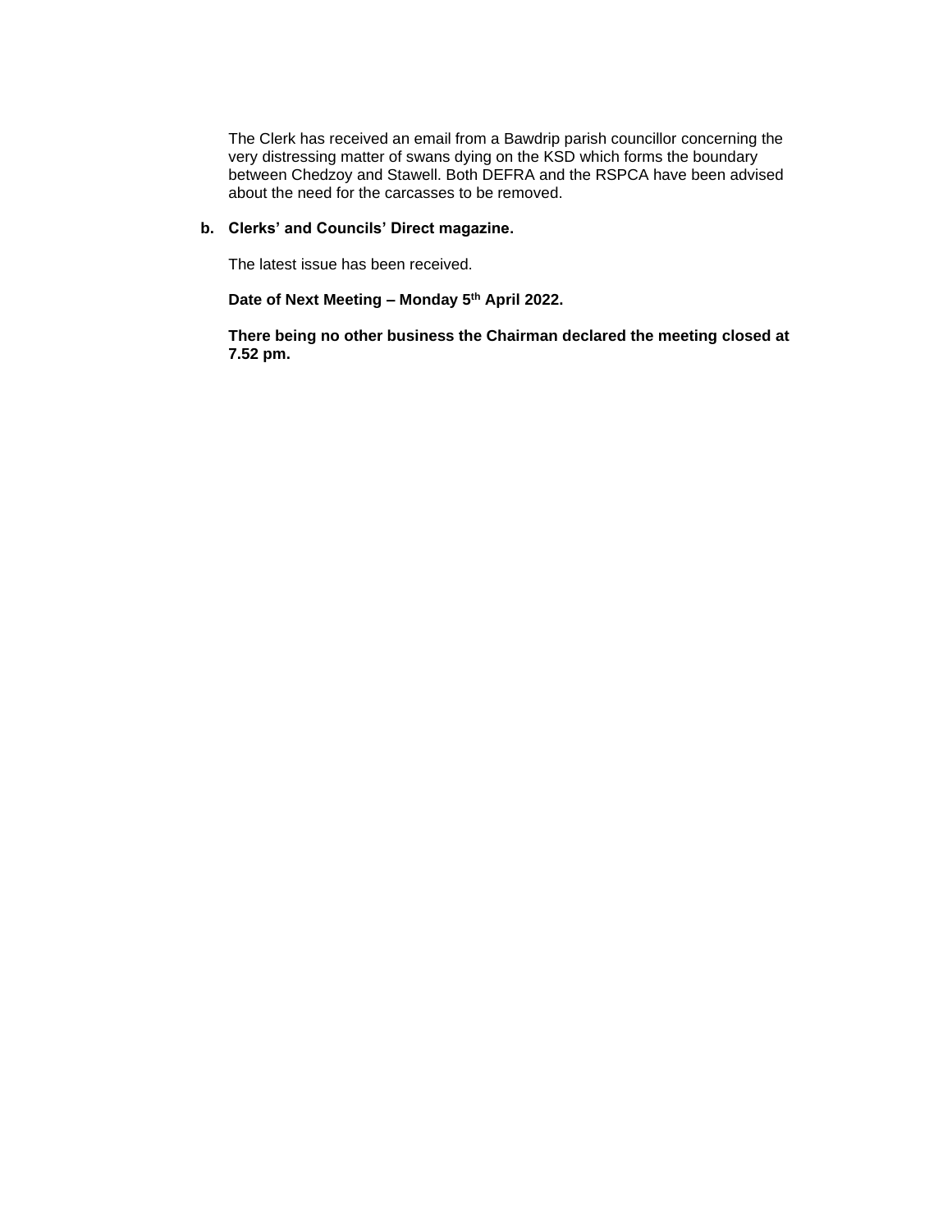The Clerk has received an email from a Bawdrip parish councillor concerning the very distressing matter of swans dying on the KSD which forms the boundary between Chedzoy and Stawell. Both DEFRA and the RSPCA have been advised about the need for the carcasses to be removed.

**b. Clerks' and Councils' Direct magazine.**

The latest issue has been received.

**Date of Next Meeting – Monday 5th April 2022.**

**There being no other business the Chairman declared the meeting closed at 7.52 pm.**